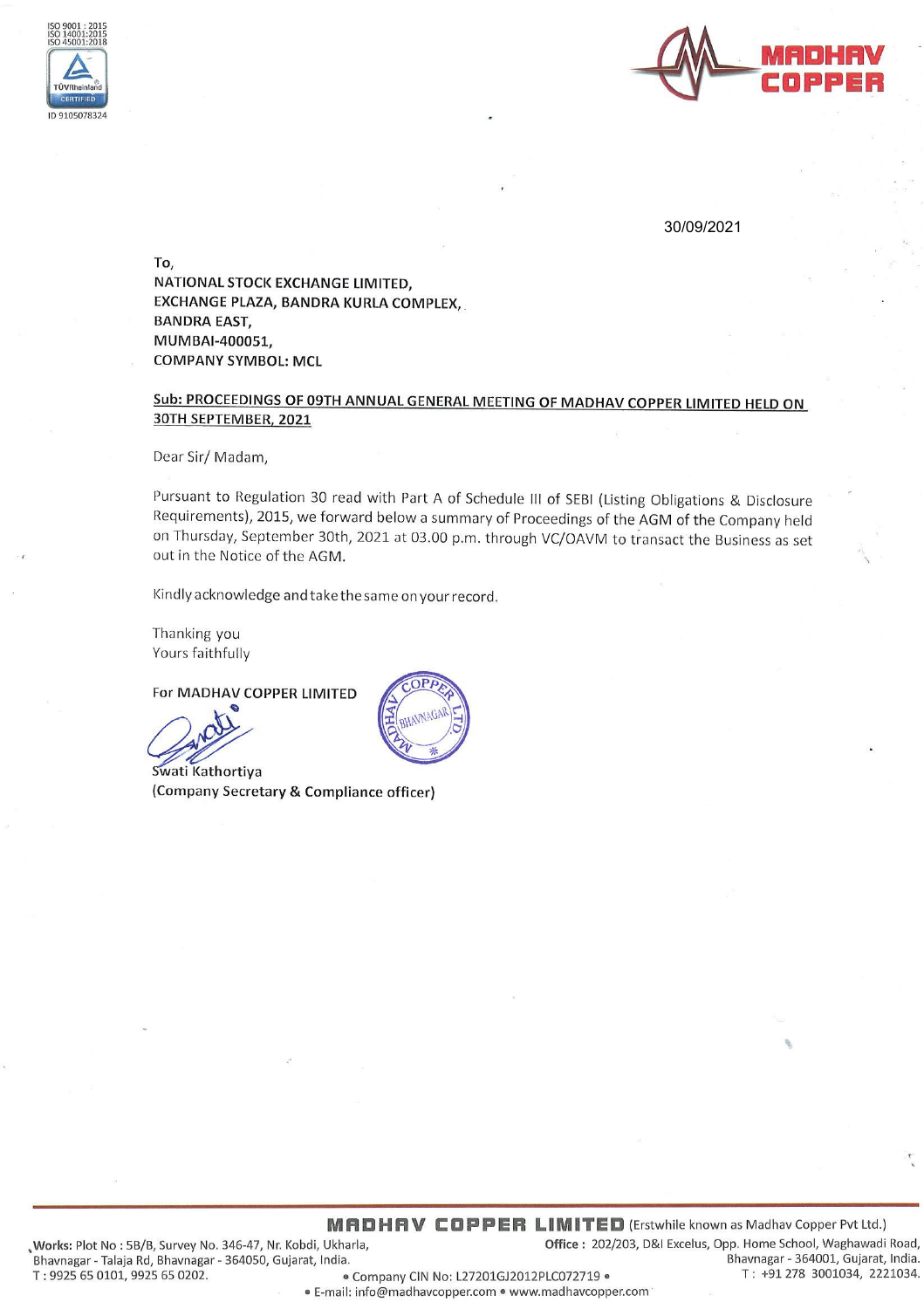30/09/2021

To,
NATIONAL STOCK EXCHANGE LIMITED,
EXCHANGE PLAZA, BANDRA KURLA COMPLEX,
BANDRA EAST,
MUMBAI-400051,
COMPANY SYMBOL: MCL

**Sub: PROCEEDINGS OF 09TH ANNUAL GENERAL MEETING OF MADHAV COPPER LIMITED HELD ON 30TH SEPTEMBER, 2021**

Dear Sir/ Madam,

Pursuant to Regulation 30 read with Part A of Schedule III of SEBI (Listing Obligations & Disclosure Requirements), 2015, we forward below a summary of Proceedings of the AGM of the Company held on Thursday, September 30th, 2021 at 03.00 p.m. through VC/OAVM to transact the Business as set out in the Notice of the AGM.

Kindly acknowledge and take the same on your record.

Thanking you
Yours faithfully

For MADHAV COPPER LIMITED

Swati Kathortiya
(Company Secretary & Compliance officer)

**MADHAV COPPER LIMITED** (Erstwhile known as Madhav Copper Pvt Ltd.)

**Works:** Plot No : 5B/B, Survey No. 346-47, Nr. Kobdi, Ukharla, Bhavnagar - Talaja Rd, Bhavnagar - 364050, Gujarat, India.
T : 9925 65 0101, 9925 65 0202.

**Office :** 202/203, D&I Excelus, Opp. Home School, Waghawadi Road, Bhavnagar - 364001, Gujarat, India.
T : +91 278 3001034, 2221034.

Company CIN No: L27201GJ2012PLC072719 • E-mail: info@madhavcopper.com • www.madhavcopper.com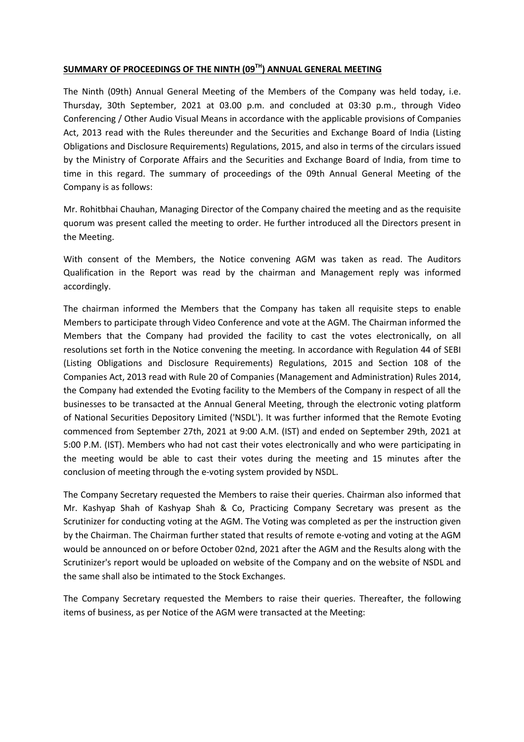## SUMMARY OF PROCEEDINGS OF THE NINTH (09TH) ANNUAL GENERAL MEETING

The Ninth (09th) Annual General Meeting of the Members of the Company was held today, i.e. Thursday, 30th September, 2021 at 03.00 p.m. and concluded at 03:30 p.m., through Video Conferencing / Other Audio Visual Means in accordance with the applicable provisions of Companies Act, 2013 read with the Rules thereunder and the Securities and Exchange Board of India (Listing Obligations and Disclosure Requirements) Regulations, 2015, and also in terms of the circulars issued by the Ministry of Corporate Affairs and the Securities and Exchange Board of India, from time to time in this regard. The summary of proceedings of the 09th Annual General Meeting of the Company is as follows:

Mr. Rohitbhai Chauhan, Managing Director of the Company chaired the meeting and as the requisite quorum was present called the meeting to order. He further introduced all the Directors present in the Meeting.

With consent of the Members, the Notice convening AGM was taken as read. The Auditors Qualification in the Report was read by the chairman and Management reply was informed accordingly.

The chairman informed the Members that the Company has taken all requisite steps to enable Members to participate through Video Conference and vote at the AGM. The Chairman informed the Members that the Company had provided the facility to cast the votes electronically, on all resolutions set forth in the Notice convening the meeting. In accordance with Regulation 44 of SEBI (Listing Obligations and Disclosure Requirements) Regulations, 2015 and Section 108 of the Companies Act, 2013 read with Rule 20 of Companies (Management and Administration) Rules 2014, the Company had extended the Evoting facility to the Members of the Company in respect of all the businesses to be transacted at the Annual General Meeting, through the electronic voting platform of National Securities Depository Limited ('NSDL'). It was further informed that the Remote Evoting commenced from September 27th, 2021 at 9:00 A.M. (IST) and ended on September 29th, 2021 at 5:00 P.M. (IST). Members who had not cast their votes electronically and who were participating in the meeting would be able to cast their votes during the meeting and 15 minutes after the conclusion of meeting through the e-voting system provided by NSDL.

The Company Secretary requested the Members to raise their queries. Chairman also informed that Mr. Kashyap Shah of Kashyap Shah & Co, Practicing Company Secretary was present as the Scrutinizer for conducting voting at the AGM. The Voting was completed as per the instruction given by the Chairman. The Chairman further stated that results of remote e-voting and voting at the AGM would be announced on or before October 02nd, 2021 after the AGM and the Results along with the Scrutinizer's report would be uploaded on website of the Company and on the website of NSDL and the same shall also be intimated to the Stock Exchanges.

The Company Secretary requested the Members to raise their queries. Thereafter, the following items of business, as per Notice of the AGM were transacted at the Meeting: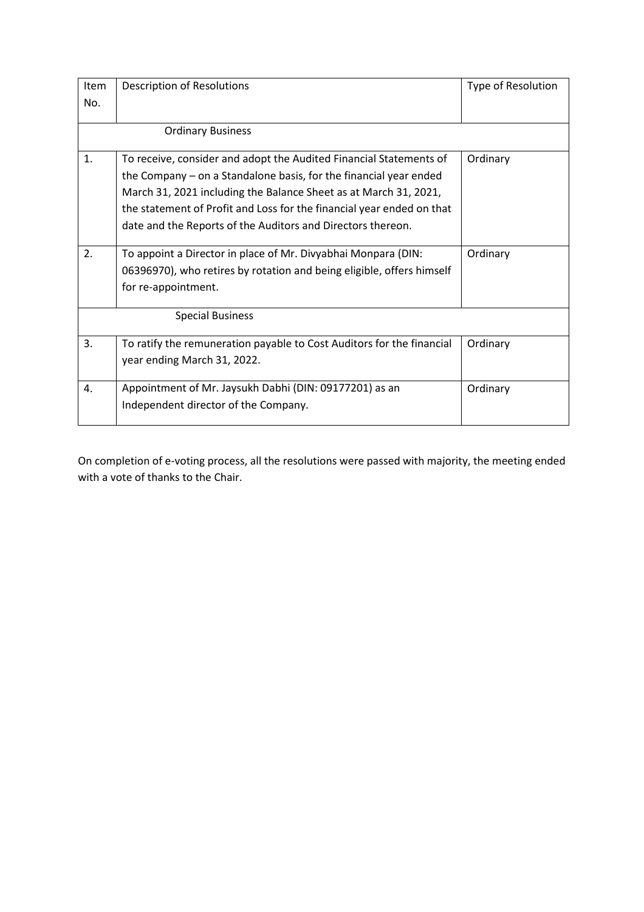| Item No. | Description of Resolutions | Type of Resolution |
|---|---|---|
| | Ordinary Business | |
| 1. | To receive, consider and adopt the Audited Financial Statements of the Company – on a Standalone basis, for the financial year ended March 31, 2021 including the Balance Sheet as at March 31, 2021, the statement of Profit and Loss for the financial year ended on that date and the Reports of the Auditors and Directors thereon. | Ordinary |
| 2. | To appoint a Director in place of Mr. Divyabhai Monpara (DIN: 06396970), who retires by rotation and being eligible, offers himself for re-appointment. | Ordinary |
| | Special Business | |
| 3. | To ratify the remuneration payable to Cost Auditors for the financial year ending March 31, 2022. | Ordinary |
| 4. | Appointment of Mr. Jaysukh Dabhi (DIN: 09177201) as an Independent director of the Company. | Ordinary |

On completion of e-voting process, all the resolutions were passed with majority, the meeting ended with a vote of thanks to the Chair.